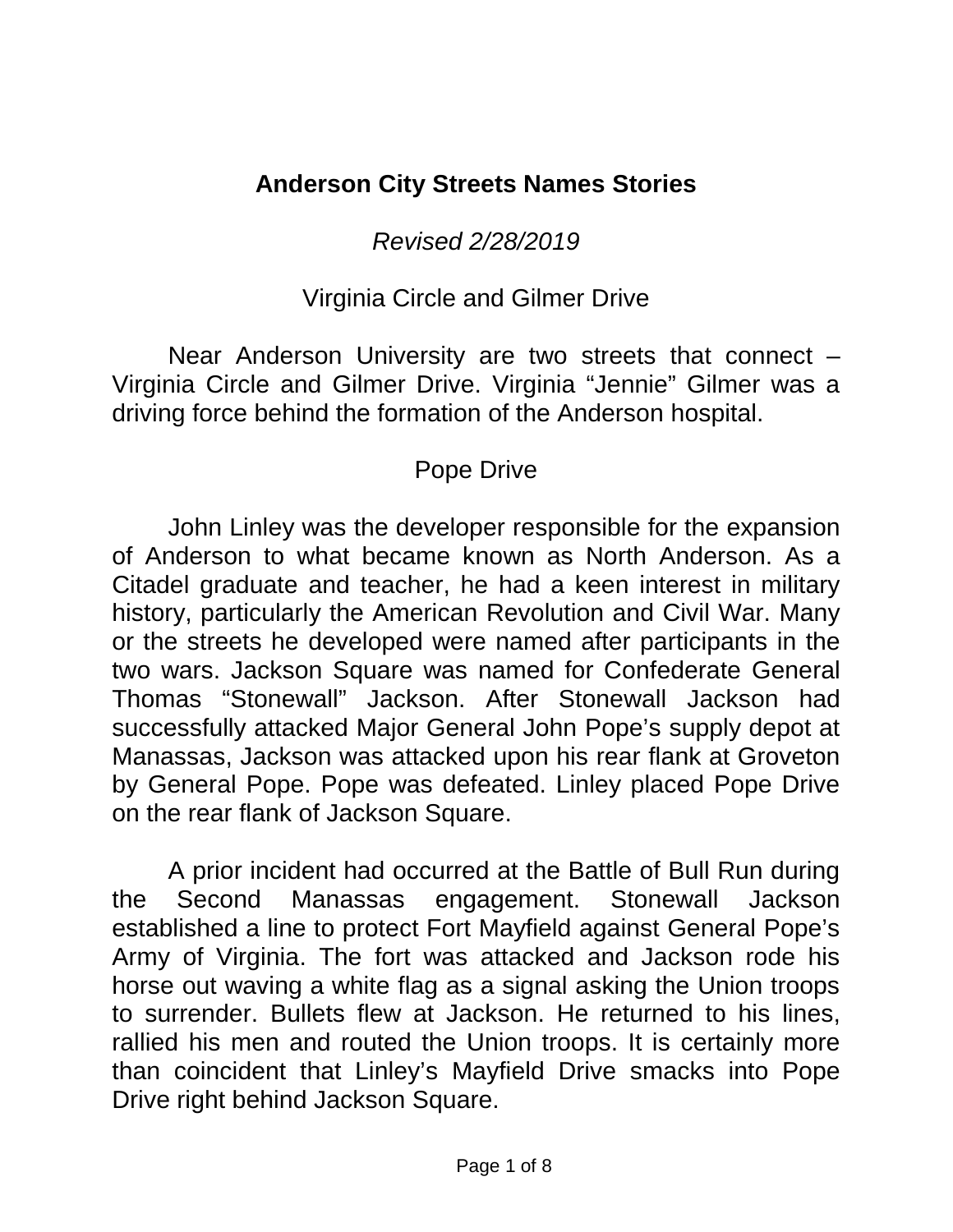# Anderson City Streets Names Stories

*Revised 2/28/2019*

## Virginia Circle and Gilmer Drive

Near Anderson University are two streets that connect – Virginia Circle and Gilmer Drive. Virginia "Jennie" Gilmer was a driving force behind the formation of the Anderson hospital.

## Pope Drive

John Linley was the developer responsible for the expansion of Anderson to what became known as North Anderson. As a Citadel graduate and teacher, he had a keen interest in military history, particularly the American Revolution and Civil War. Many or the streets he developed were named after participants in the two wars. Jackson Square was named for Confederate General Thomas "Stonewall" Jackson. After Stonewall Jackson had successfully attacked Major General John Pope's supply depot at Manassas, Jackson was attacked upon his rear flank at Groveton by General Pope. Pope was defeated. Linley placed Pope Drive on the rear flank of Jackson Square.

A prior incident had occurred at the Battle of Bull Run during the Second Manassas engagement. Stonewall Jackson established a line to protect Fort Mayfield against General Pope's Army of Virginia. The fort was attacked and Jackson rode his horse out waving a white flag as a signal asking the Union troops to surrender. Bullets flew at Jackson. He returned to his lines, rallied his men and routed the Union troops. It is certainly more than coincident that Linley's Mayfield Drive smacks into Pope Drive right behind Jackson Square.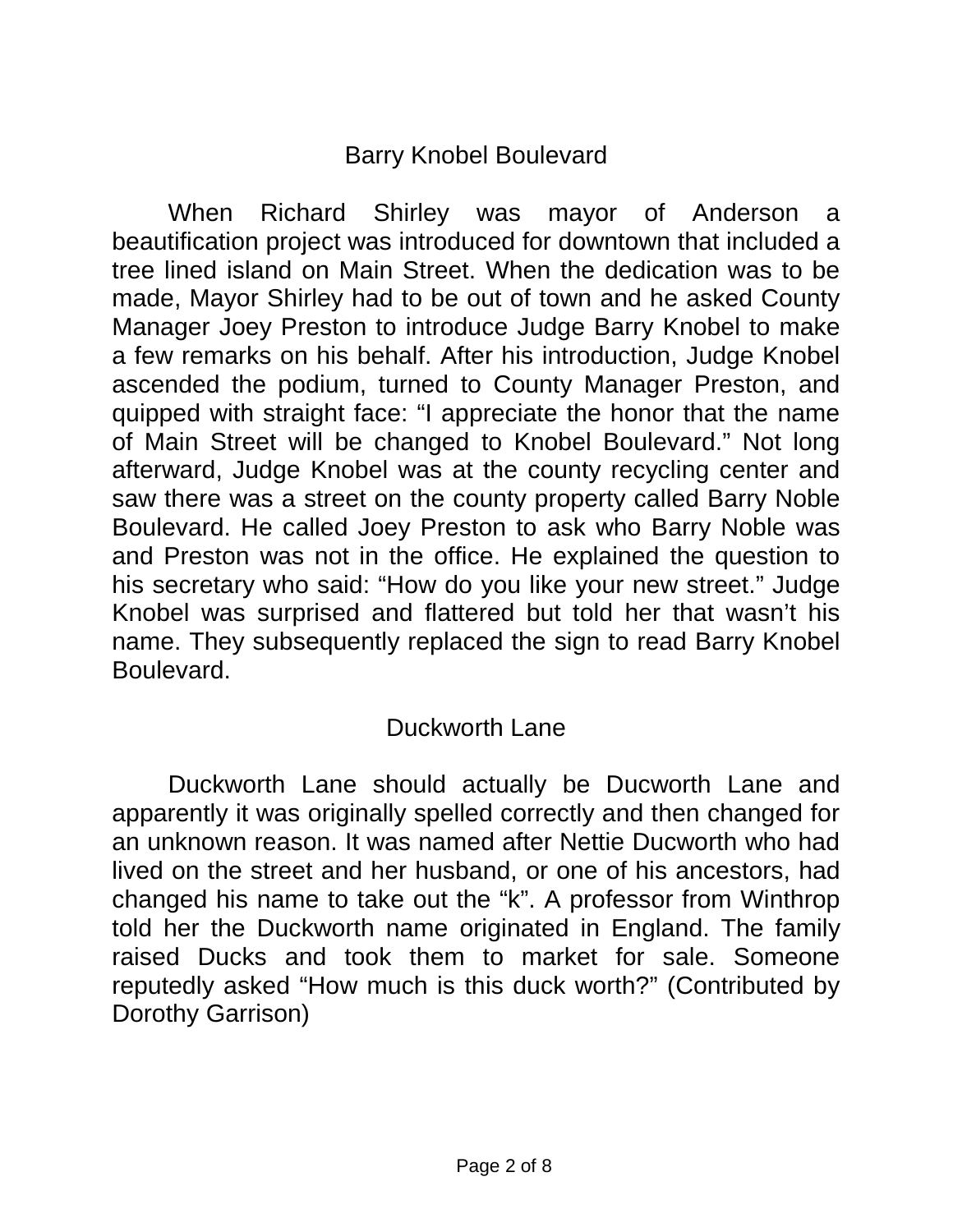## Barry Knobel Boulevard

When Richard Shirley was mayor of Anderson a beautification project was introduced for downtown that included a tree lined island on Main Street. When the dedication was to be made, Mayor Shirley had to be out of town and he asked County Manager Joey Preston to introduce Judge Barry Knobel to make a few remarks on his behalf. After his introduction, Judge Knobel ascended the podium, turned to County Manager Preston, and quipped with straight face: “I appreciate the honor that the name of Main Street will be changed to Knobel Boulevard.” Not long afterward, Judge Knobel was at the county recycling center and saw there was a street on the county property called Barry Noble Boulevard. He called Joey Preston to ask who Barry Noble was and Preston was not in the office. He explained the question to his secretary who said: “How do you like your new street.” Judge Knobel was surprised and flattered but told her that wasn’t his name. They subsequently replaced the sign to read Barry Knobel Boulevard.

## Duckworth Lane

Duckworth Lane should actually be Ducworth Lane and apparently it was originally spelled correctly and then changed for an unknown reason. It was named after Nettie Ducworth who had lived on the street and her husband, or one of his ancestors, had changed his name to take out the “k”. A professor from Winthrop told her the Duckworth name originated in England. The family raised Ducks and took them to market for sale. Someone reputedly asked “How much is this duck worth?” (Contributed by Dorothy Garrison)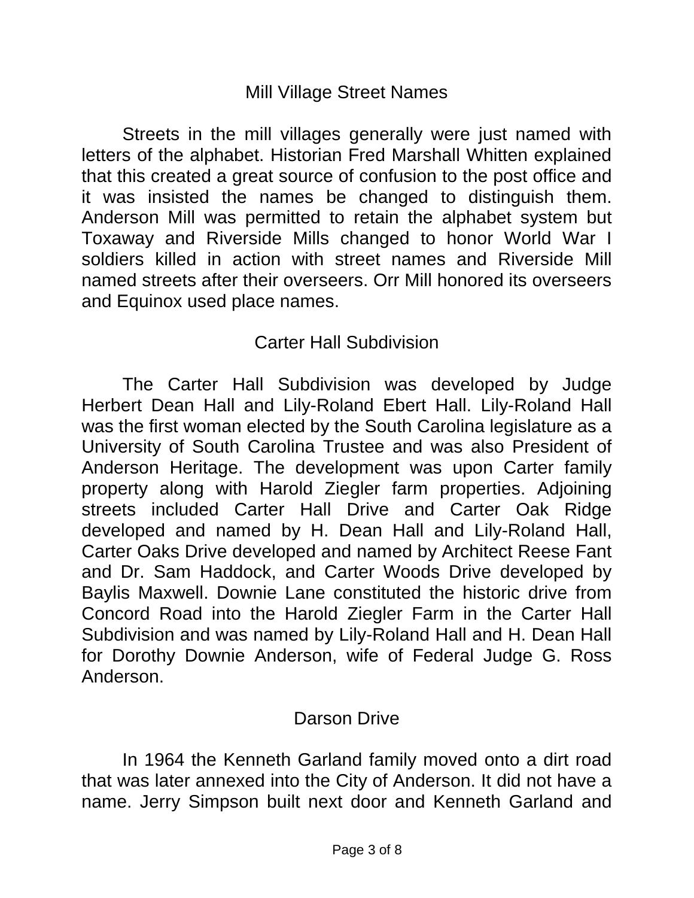## Mill Village Street Names

Streets in the mill villages generally were just named with letters of the alphabet. Historian Fred Marshall Whitten explained that this created a great source of confusion to the post office and it was insisted the names be changed to distinguish them. Anderson Mill was permitted to retain the alphabet system but Toxaway and Riverside Mills changed to honor World War I soldiers killed in action with street names and Riverside Mill named streets after their overseers. Orr Mill honored its overseers and Equinox used place names.

## Carter Hall Subdivision

The Carter Hall Subdivision was developed by Judge Herbert Dean Hall and Lily-Roland Ebert Hall. Lily-Roland Hall was the first woman elected by the South Carolina legislature as a University of South Carolina Trustee and was also President of Anderson Heritage. The development was upon Carter family property along with Harold Ziegler farm properties. Adjoining streets included Carter Hall Drive and Carter Oak Ridge developed and named by H. Dean Hall and Lily-Roland Hall, Carter Oaks Drive developed and named by Architect Reese Fant and Dr. Sam Haddock, and Carter Woods Drive developed by Baylis Maxwell. Downie Lane constituted the historic drive from Concord Road into the Harold Ziegler Farm in the Carter Hall Subdivision and was named by Lily-Roland Hall and H. Dean Hall for Dorothy Downie Anderson, wife of Federal Judge G. Ross Anderson.

## Darson Drive

In 1964 the Kenneth Garland family moved onto a dirt road that was later annexed into the City of Anderson. It did not have a name. Jerry Simpson built next door and Kenneth Garland and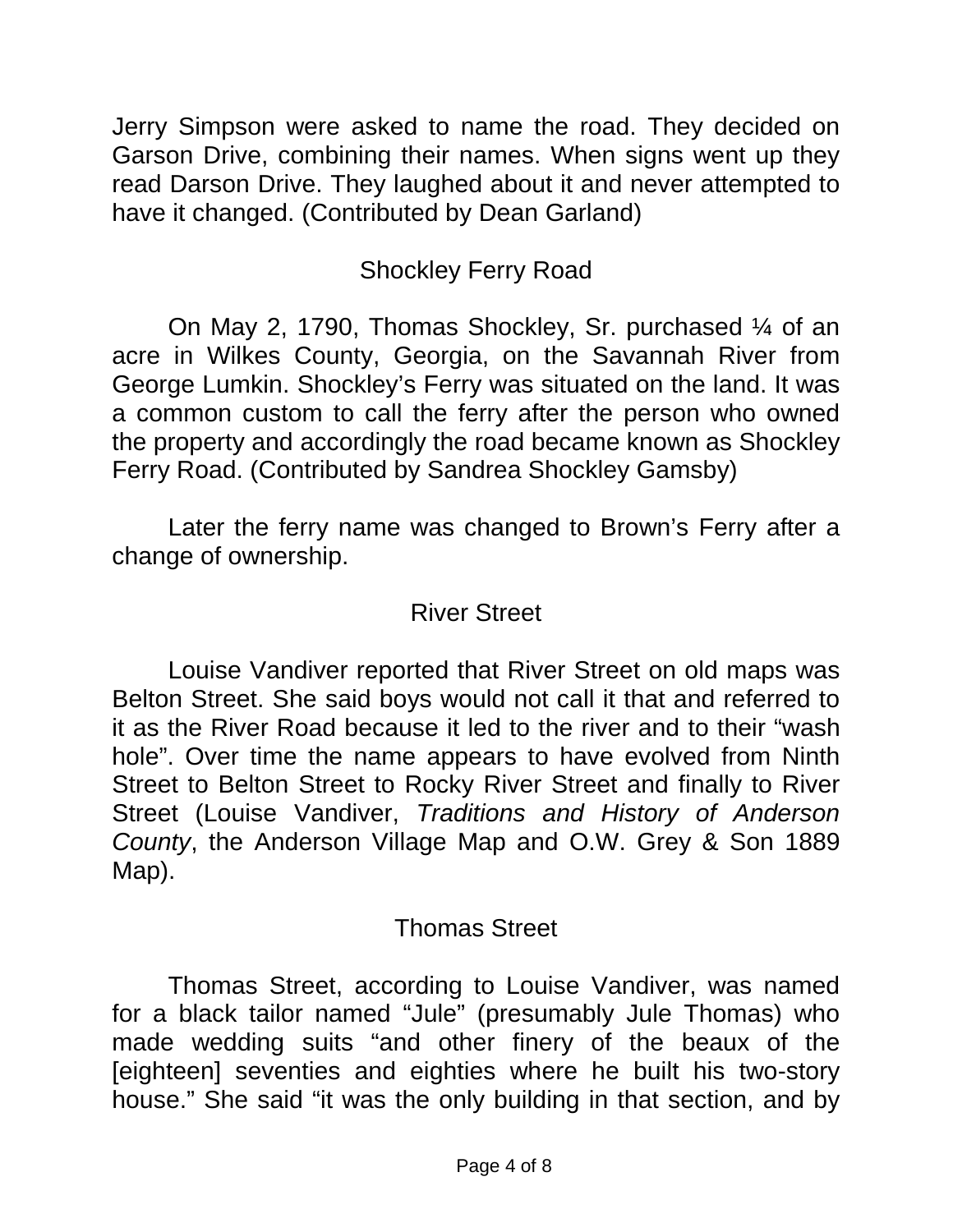Jerry Simpson were asked to name the road. They decided on Garson Drive, combining their names. When signs went up they read Darson Drive. They laughed about it and never attempted to have it changed. (Contributed by Dean Garland)

## Shockley Ferry Road

On May 2, 1790, Thomas Shockley, Sr. purchased ¼ of an acre in Wilkes County, Georgia, on the Savannah River from George Lumkin. Shockley's Ferry was situated on the land. It was a common custom to call the ferry after the person who owned the property and accordingly the road became known as Shockley Ferry Road. (Contributed by Sandrea Shockley Gamsby)

Later the ferry name was changed to Brown's Ferry after a change of ownership.

## River Street

Louise Vandiver reported that River Street on old maps was Belton Street. She said boys would not call it that and referred to it as the River Road because it led to the river and to their "wash hole". Over time the name appears to have evolved from Ninth Street to Belton Street to Rocky River Street and finally to River Street (Louise Vandiver, *Traditions and History of Anderson County*, the Anderson Village Map and O.W. Grey & Son 1889 Map).

## Thomas Street

Thomas Street, according to Louise Vandiver, was named for a black tailor named "Jule" (presumably Jule Thomas) who made wedding suits "and other finery of the beaux of the [eighteen] seventies and eighties where he built his two-story house." She said "it was the only building in that section, and by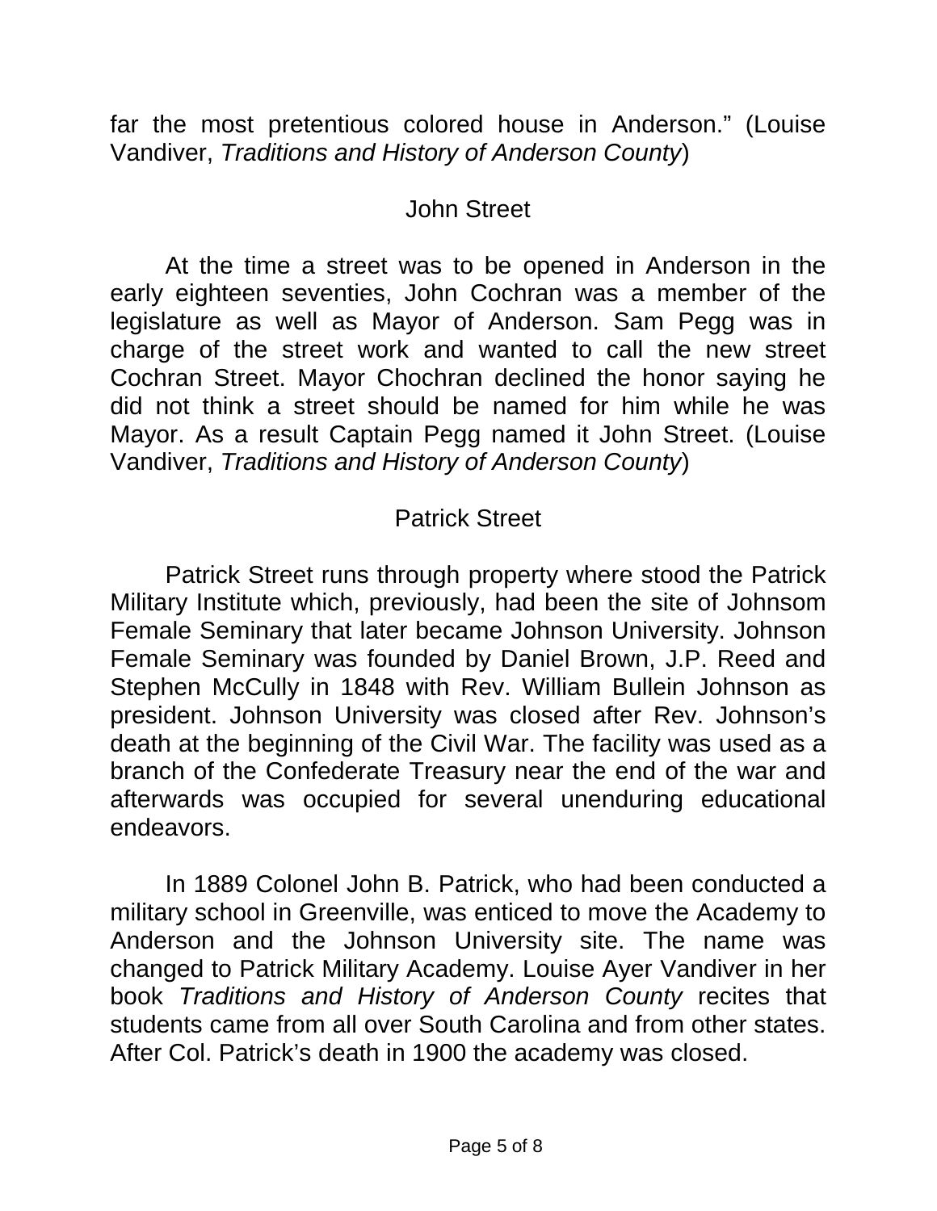far the most pretentious colored house in Anderson." (Louise Vandiver, *Traditions and History of Anderson County*)

## John Street

At the time a street was to be opened in Anderson in the early eighteen seventies, John Cochran was a member of the legislature as well as Mayor of Anderson. Sam Pegg was in charge of the street work and wanted to call the new street Cochran Street. Mayor Chochran declined the honor saying he did not think a street should be named for him while he was Mayor. As a result Captain Pegg named it John Street. (Louise Vandiver, *Traditions and History of Anderson County*)

## Patrick Street

Patrick Street runs through property where stood the Patrick Military Institute which, previously, had been the site of Johnsom Female Seminary that later became Johnson University. Johnson Female Seminary was founded by Daniel Brown, J.P. Reed and Stephen McCully in 1848 with Rev. William Bullein Johnson as president. Johnson University was closed after Rev. Johnson's death at the beginning of the Civil War. The facility was used as a branch of the Confederate Treasury near the end of the war and afterwards was occupied for several unenduring educational endeavors.

In 1889 Colonel John B. Patrick, who had been conducted a military school in Greenville, was enticed to move the Academy to Anderson and the Johnson University site. The name was changed to Patrick Military Academy. Louise Ayer Vandiver in her book *Traditions and History of Anderson County* recites that students came from all over South Carolina and from other states. After Col. Patrick's death in 1900 the academy was closed.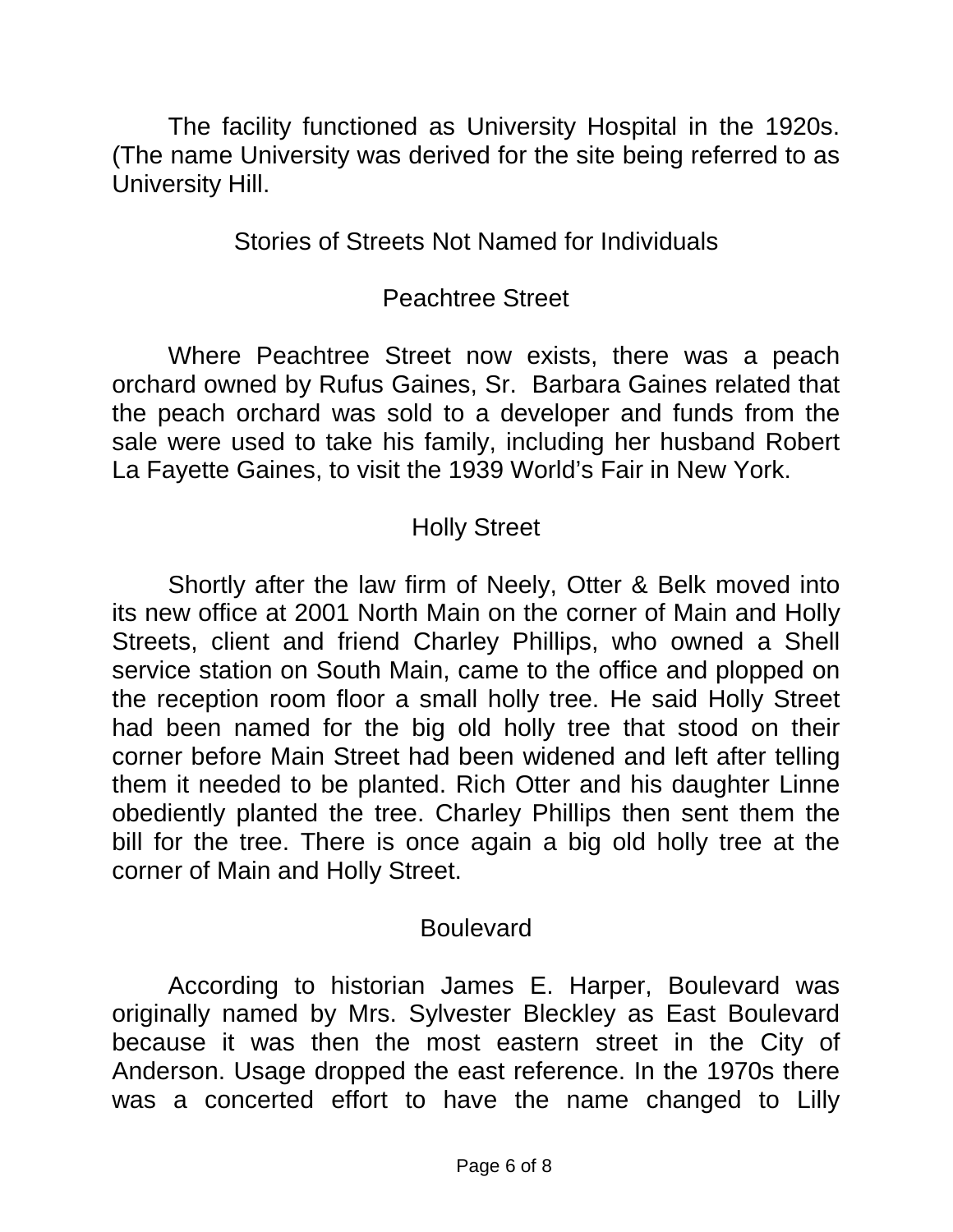The facility functioned as University Hospital in the 1920s. (The name University was derived for the site being referred to as University Hill.

## Stories of Streets Not Named for Individuals

### Peachtree Street

Where Peachtree Street now exists, there was a peach orchard owned by Rufus Gaines, Sr. Barbara Gaines related that the peach orchard was sold to a developer and funds from the sale were used to take his family, including her husband Robert La Fayette Gaines, to visit the 1939 World's Fair in New York.

### Holly Street

Shortly after the law firm of Neely, Otter & Belk moved into its new office at 2001 North Main on the corner of Main and Holly Streets, client and friend Charley Phillips, who owned a Shell service station on South Main, came to the office and plopped on the reception room floor a small holly tree. He said Holly Street had been named for the big old holly tree that stood on their corner before Main Street had been widened and left after telling them it needed to be planted. Rich Otter and his daughter Linne obediently planted the tree. Charley Phillips then sent them the bill for the tree. There is once again a big old holly tree at the corner of Main and Holly Street.

### Boulevard

According to historian James E. Harper, Boulevard was originally named by Mrs. Sylvester Bleckley as East Boulevard because it was then the most eastern street in the City of Anderson. Usage dropped the east reference. In the 1970s there was a concerted effort to have the name changed to Lilly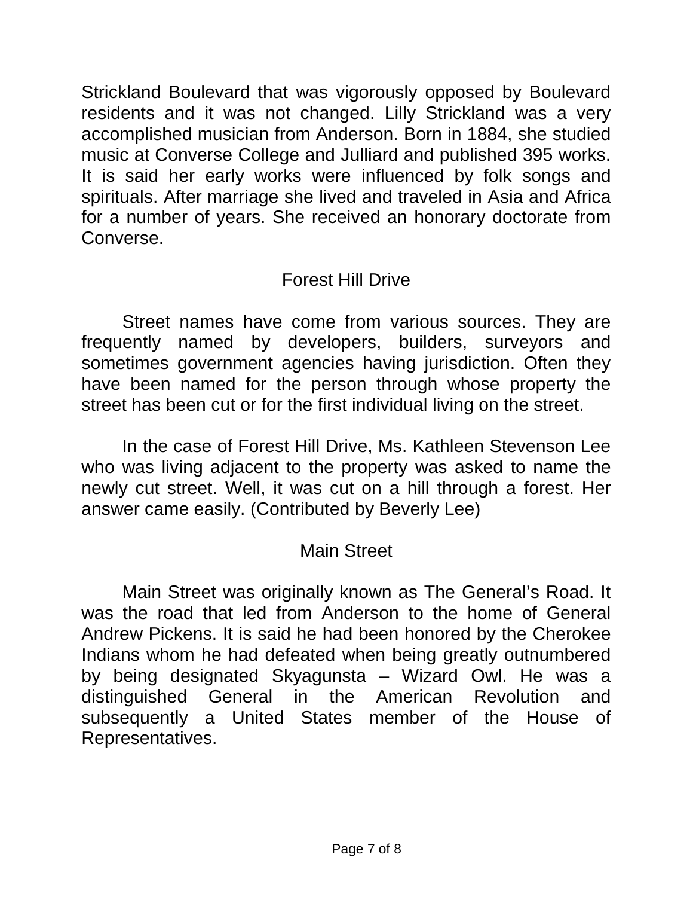Strickland Boulevard that was vigorously opposed by Boulevard residents and it was not changed. Lilly Strickland was a very accomplished musician from Anderson. Born in 1884, she studied music at Converse College and Julliard and published 395 works. It is said her early works were influenced by folk songs and spirituals. After marriage she lived and traveled in Asia and Africa for a number of years. She received an honorary doctorate from Converse.

## Forest Hill Drive

Street names have come from various sources. They are frequently named by developers, builders, surveyors and sometimes government agencies having jurisdiction. Often they have been named for the person through whose property the street has been cut or for the first individual living on the street.

In the case of Forest Hill Drive, Ms. Kathleen Stevenson Lee who was living adjacent to the property was asked to name the newly cut street. Well, it was cut on a hill through a forest. Her answer came easily. (Contributed by Beverly Lee)

## Main Street

Main Street was originally known as The General's Road. It was the road that led from Anderson to the home of General Andrew Pickens. It is said he had been honored by the Cherokee Indians whom he had defeated when being greatly outnumbered by being designated Skyagunsta – Wizard Owl. He was a distinguished General in the American Revolution and subsequently a United States member of the House of Representatives.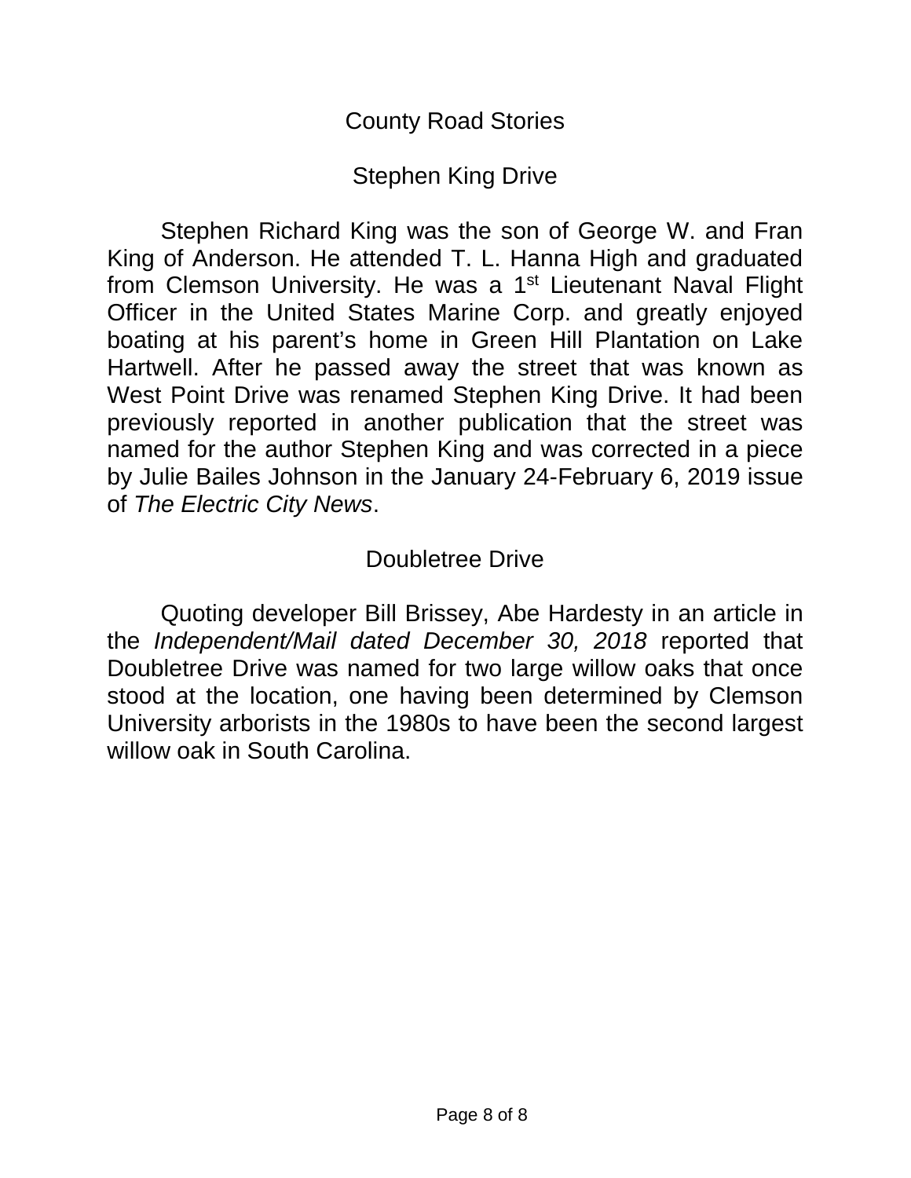County Road Stories

## Stephen King Drive

Stephen Richard King was the son of George W. and Fran King of Anderson. He attended T. L. Hanna High and graduated from Clemson University. He was a 1st Lieutenant Naval Flight Officer in the United States Marine Corp. and greatly enjoyed boating at his parent's home in Green Hill Plantation on Lake Hartwell. After he passed away the street that was known as West Point Drive was renamed Stephen King Drive. It had been previously reported in another publication that the street was named for the author Stephen King and was corrected in a piece by Julie Bailes Johnson in the January 24-February 6, 2019 issue of *The Electric City News*.

## Doubletree Drive

Quoting developer Bill Brissey, Abe Hardesty in an article in the *Independent/Mail dated December 30, 2018* reported that Doubletree Drive was named for two large willow oaks that once stood at the location, one having been determined by Clemson University arborists in the 1980s to have been the second largest willow oak in South Carolina.